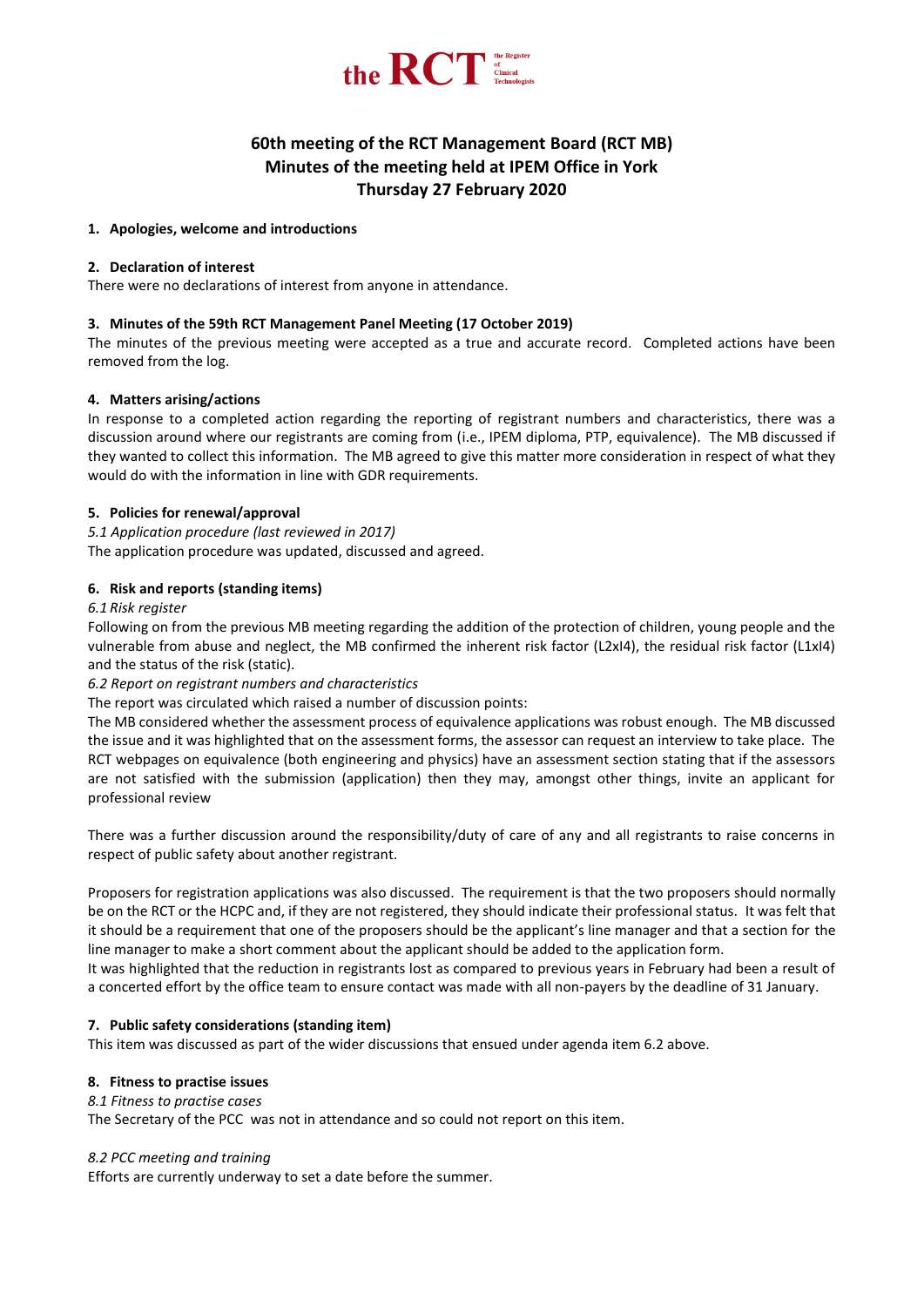the RCT the Register of Clinical Technologists

# 60th meeting of the RCT Management Board (RCT MB)
# Minutes of the meeting held at IPEM Office in York
# Thursday 27 February 2020

**1. Apologies, welcome and introductions**

**2. Declaration of interest**

There were no declarations of interest from anyone in attendance.

**3. Minutes of the 59th RCT Management Panel Meeting (17 October 2019)**

The minutes of the previous meeting were accepted as a true and accurate record. Completed actions have been removed from the log.

**4. Matters arising/actions**

In response to a completed action regarding the reporting of registrant numbers and characteristics, there was a discussion around where our registrants are coming from (i.e., IPEM diploma, PTP, equivalence). The MB discussed if they wanted to collect this information. The MB agreed to give this matter more consideration in respect of what they would do with the information in line with GDR requirements.

**5. Policies for renewal/approval**

*5.1 Application procedure (last reviewed in 2017)*

The application procedure was updated, discussed and agreed.

**6. Risk and reports (standing items)**

*6.1 Risk register*

Following on from the previous MB meeting regarding the addition of the protection of children, young people and the vulnerable from abuse and neglect, the MB confirmed the inherent risk factor (L2xI4), the residual risk factor (L1xI4) and the status of the risk (static).

*6.2 Report on registrant numbers and characteristics*

The report was circulated which raised a number of discussion points:

The MB considered whether the assessment process of equivalence applications was robust enough. The MB discussed the issue and it was highlighted that on the assessment forms, the assessor can request an interview to take place. The RCT webpages on equivalence (both engineering and physics) have an assessment section stating that if the assessors are not satisfied with the submission (application) then they may, amongst other things, invite an applicant for professional review

There was a further discussion around the responsibility/duty of care of any and all registrants to raise concerns in respect of public safety about another registrant.

Proposers for registration applications was also discussed. The requirement is that the two proposers should normally be on the RCT or the HCPC and, if they are not registered, they should indicate their professional status. It was felt that it should be a requirement that one of the proposers should be the applicant's line manager and that a section for the line manager to make a short comment about the applicant should be added to the application form.

It was highlighted that the reduction in registrants lost as compared to previous years in February had been a result of a concerted effort by the office team to ensure contact was made with all non-payers by the deadline of 31 January.

**7. Public safety considerations (standing item)**

This item was discussed as part of the wider discussions that ensued under agenda item 6.2 above.

**8. Fitness to practise issues**

*8.1 Fitness to practise cases*

The Secretary of the PCC was not in attendance and so could not report on this item.

*8.2 PCC meeting and training*

Efforts are currently underway to set a date before the summer.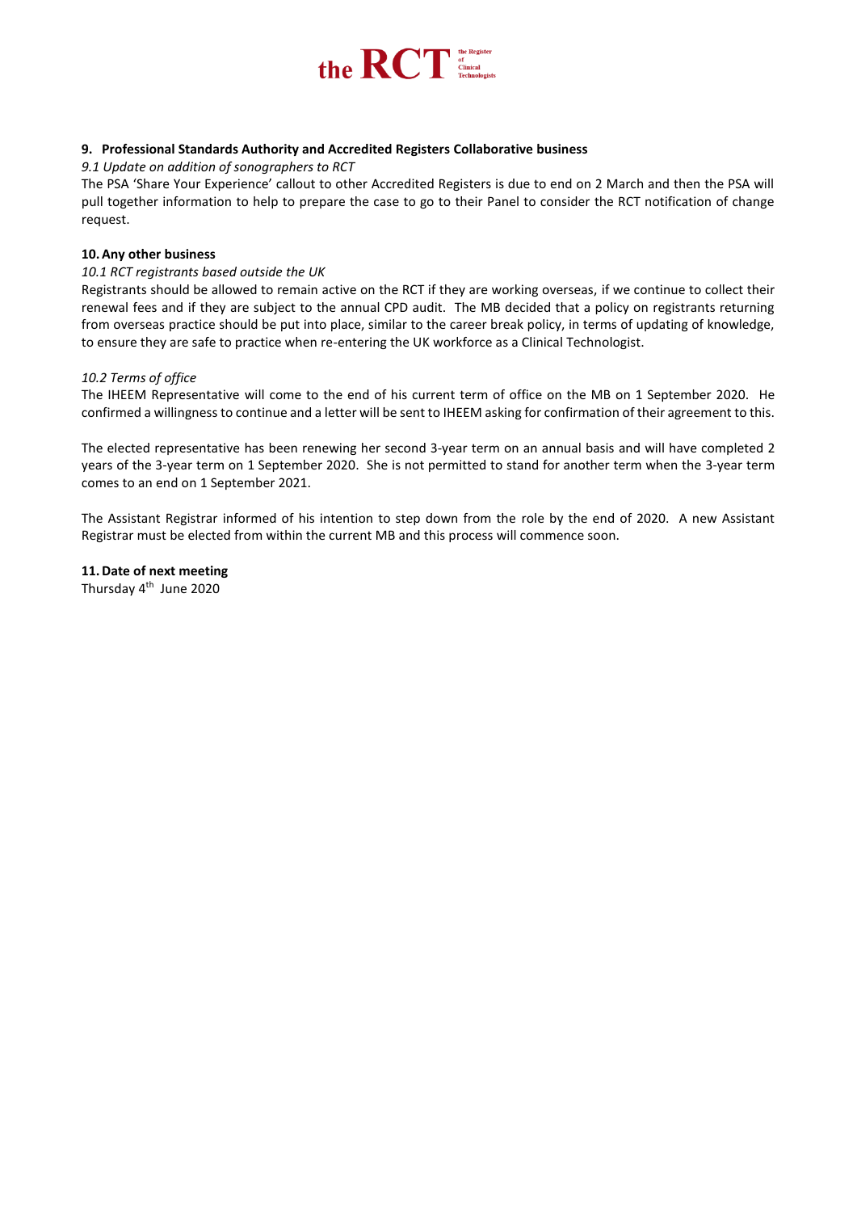**9. Professional Standards Authority and Accredited Registers Collaborative business**

*9.1 Update on addition of sonographers to RCT*

The PSA 'Share Your Experience' callout to other Accredited Registers is due to end on 2 March and then the PSA will pull together information to help to prepare the case to go to their Panel to consider the RCT notification of change request.

**10. Any other business**

*10.1 RCT registrants based outside the UK*

Registrants should be allowed to remain active on the RCT if they are working overseas, if we continue to collect their renewal fees and if they are subject to the annual CPD audit. The MB decided that a policy on registrants returning from overseas practice should be put into place, similar to the career break policy, in terms of updating of knowledge, to ensure they are safe to practice when re-entering the UK workforce as a Clinical Technologist.

*10.2 Terms of office*

The IHEEM Representative will come to the end of his current term of office on the MB on 1 September 2020. He confirmed a willingness to continue and a letter will be sent to IHEEM asking for confirmation of their agreement to this.

The elected representative has been renewing her second 3-year term on an annual basis and will have completed 2 years of the 3-year term on 1 September 2020. She is not permitted to stand for another term when the 3-year term comes to an end on 1 September 2021.

The Assistant Registrar informed of his intention to step down from the role by the end of 2020. A new Assistant Registrar must be elected from within the current MB and this process will commence soon.

**11. Date of next meeting**

Thursday 4th June 2020